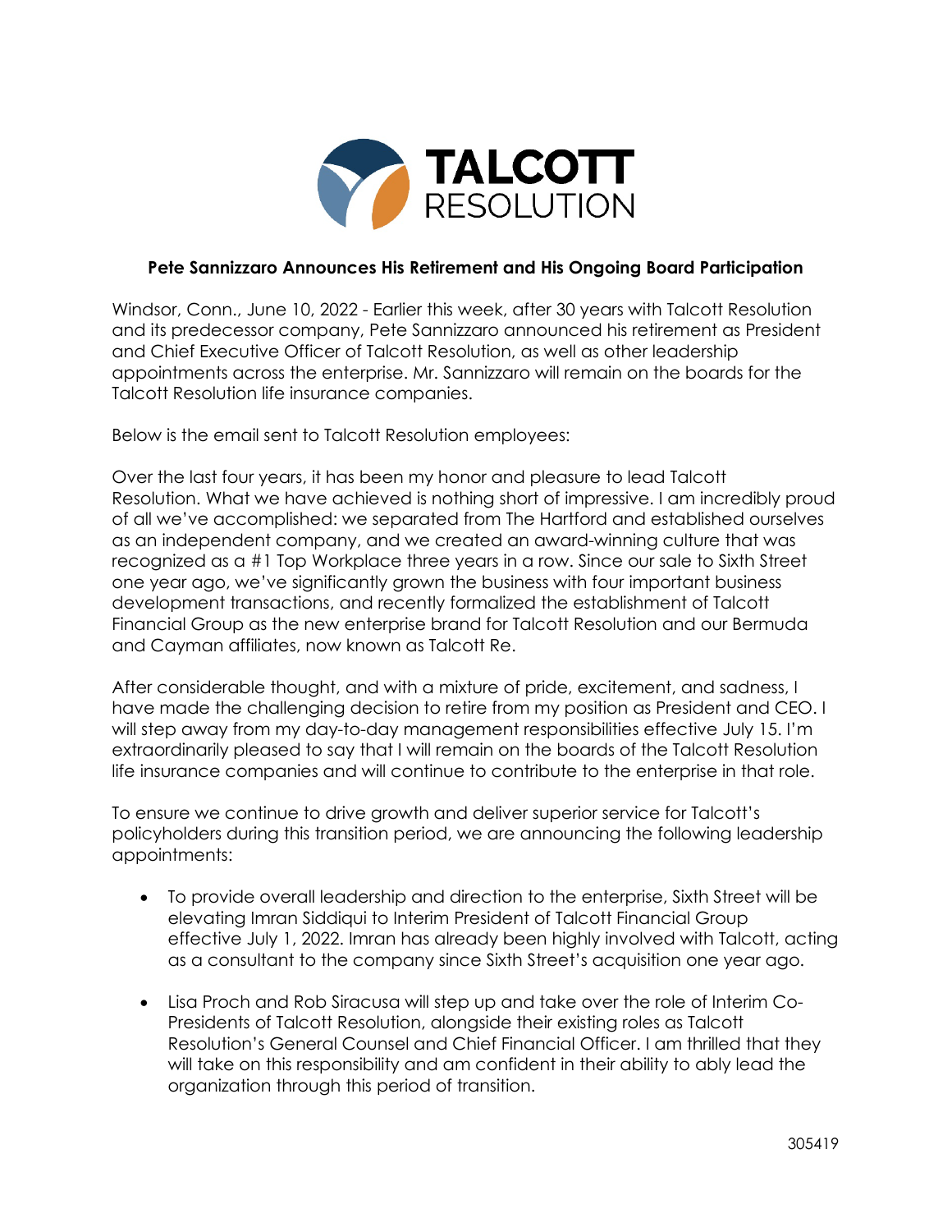**Pete Sannizzaro Announces His Retirement and His Ongoing Board Participation**

Windsor, Conn., June 10, 2022 - Earlier this week, after 30 years with Talcott Resolution and its predecessor company, Pete Sannizzaro announced his retirement as President and Chief Executive Officer of Talcott Resolution, as well as other leadership appointments across the enterprise. Mr. Sannizzaro will remain on the boards for the Talcott Resolution life insurance companies.

Below is the email sent to Talcott Resolution employees:

Over the last four years, it has been my honor and pleasure to lead Talcott Resolution. What we have achieved is nothing short of impressive. I am incredibly proud of all we've accomplished: we separated from The Hartford and established ourselves as an independent company, and we created an award-winning culture that was recognized as a #1 Top Workplace three years in a row. Since our sale to Sixth Street one year ago, we've significantly grown the business with four important business development transactions, and recently formalized the establishment of Talcott Financial Group as the new enterprise brand for Talcott Resolution and our Bermuda and Cayman affiliates, now known as Talcott Re.

After considerable thought, and with a mixture of pride, excitement, and sadness, I have made the challenging decision to retire from my position as President and CEO. I will step away from my day-to-day management responsibilities effective July 15. I'm extraordinarily pleased to say that I will remain on the boards of the Talcott Resolution life insurance companies and will continue to contribute to the enterprise in that role.

To ensure we continue to drive growth and deliver superior service for Talcott's policyholders during this transition period, we are announcing the following leadership appointments:

- To provide overall leadership and direction to the enterprise, Sixth Street will be elevating Imran Siddiqui to Interim President of Talcott Financial Group effective July 1, 2022. Imran has already been highly involved with Talcott, acting as a consultant to the company since Sixth Street's acquisition one year ago.
- Lisa Proch and Rob Siracusa will step up and take over the role of Interim Co-Presidents of Talcott Resolution, alongside their existing roles as Talcott Resolution's General Counsel and Chief Financial Officer. I am thrilled that they will take on this responsibility and am confident in their ability to ably lead the organization through this period of transition.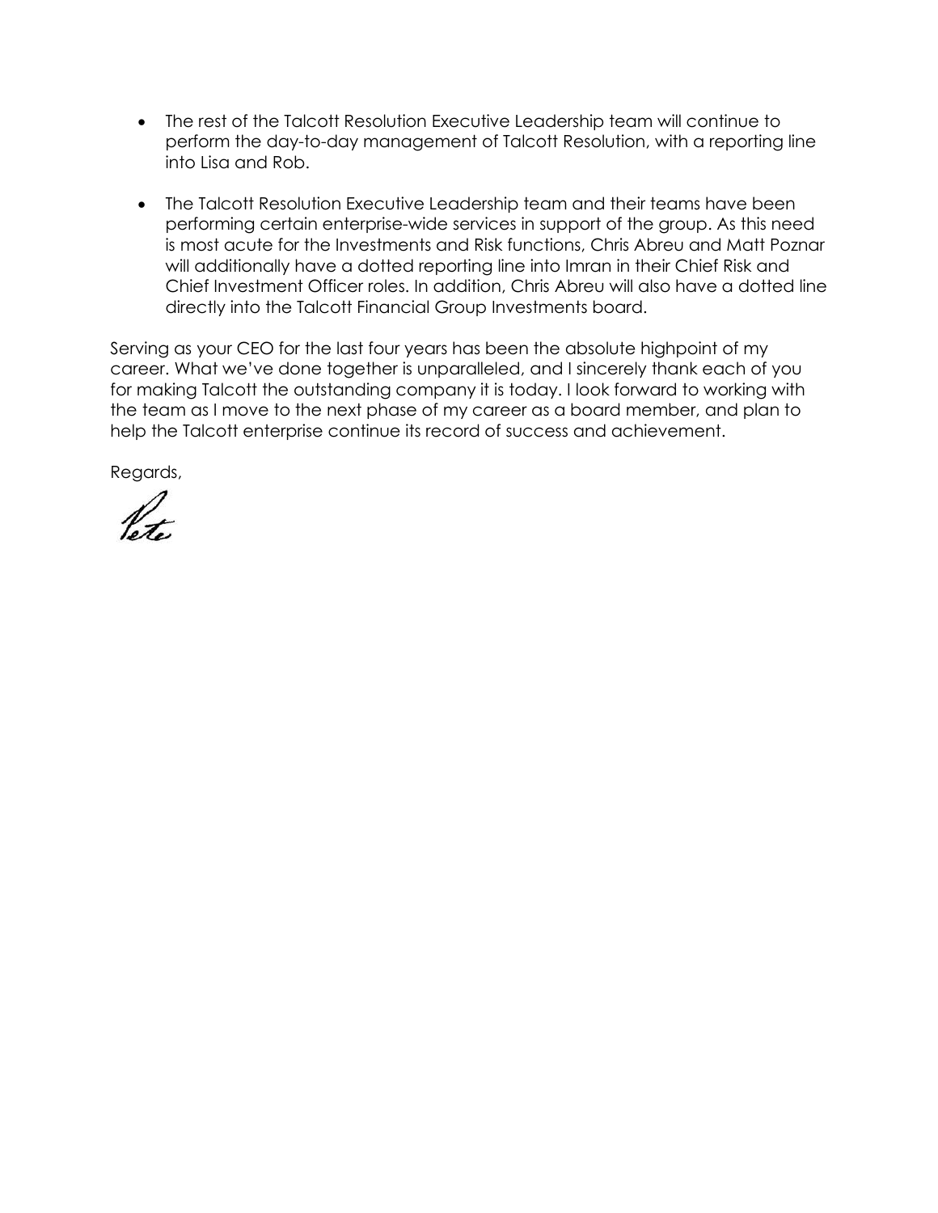- The rest of the Talcott Resolution Executive Leadership team will continue to perform the day-to-day management of Talcott Resolution, with a reporting line into Lisa and Rob.

- The Talcott Resolution Executive Leadership team and their teams have been performing certain enterprise-wide services in support of the group. As this need is most acute for the Investments and Risk functions, Chris Abreu and Matt Poznar will additionally have a dotted reporting line into Imran in their Chief Risk and Chief Investment Officer roles. In addition, Chris Abreu will also have a dotted line directly into the Talcott Financial Group Investments board.

Serving as your CEO for the last four years has been the absolute highpoint of my career. What we've done together is unparalleled, and I sincerely thank each of you for making Talcott the outstanding company it is today. I look forward to working with the team as I move to the next phase of my career as a board member, and plan to help the Talcott enterprise continue its record of success and achievement.

Regards,

Pete